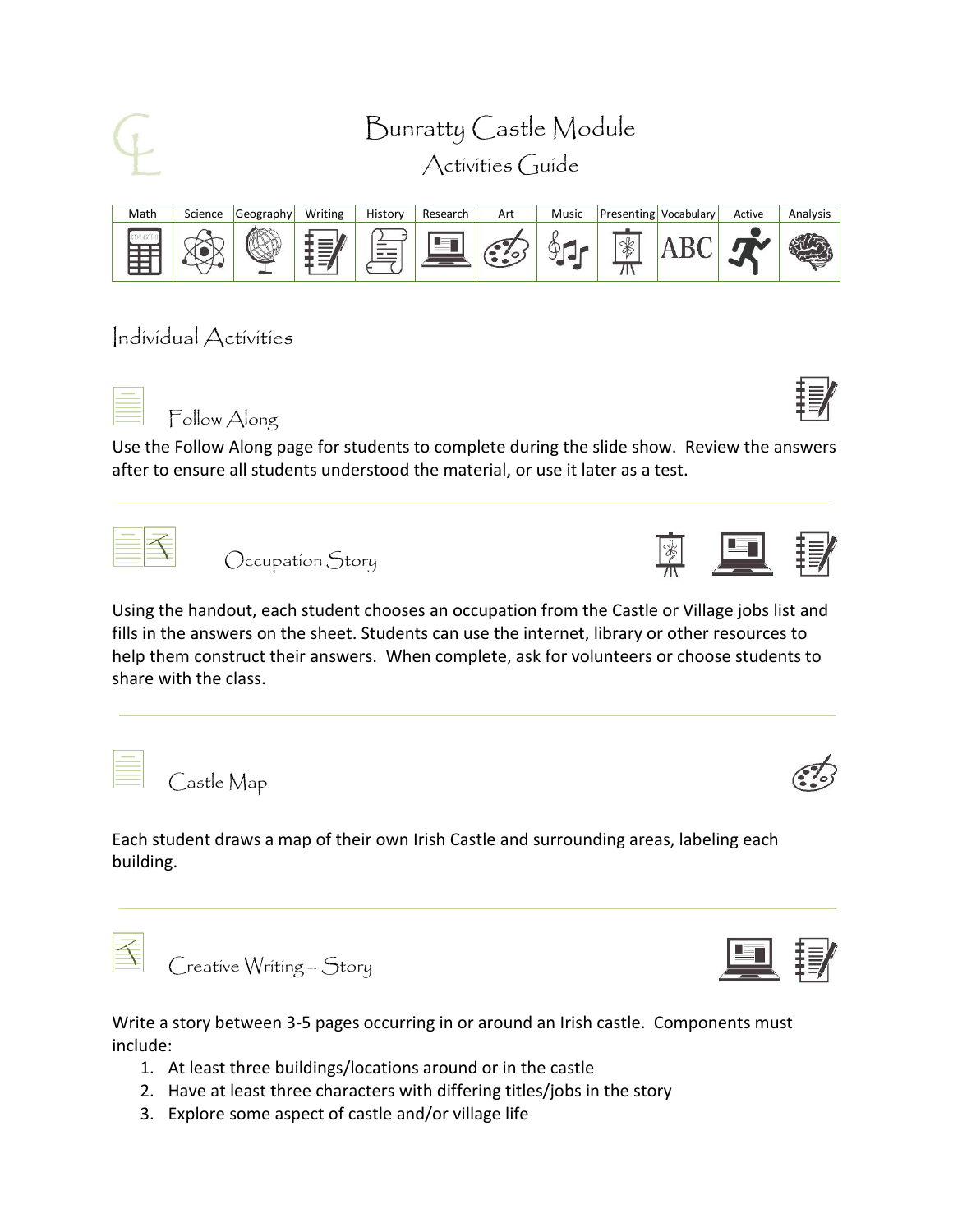# Bunratty Castle Module

## Activities Guide

| Math | Science | Geography | Writing | History | Research | Art | Music | Presenting | Vocabulary | Active | Analysis |
|---|---|---|---|---|---|---|---|---|---|---|---|
| | | | | | | | | | ABC | | |

## Individual Activities

### Follow Along

Use the Follow Along page for students to complete during the slide show. Review the answers after to ensure all students understood the material, or use it later as a test.

---

### Occupation Story

Using the handout, each student chooses an occupation from the Castle or Village jobs list and fills in the answers on the sheet. Students can use the internet, library or other resources to help them construct their answers. When complete, ask for volunteers or choose students to share with the class.

---

### Castle Map

Each student draws a map of their own Irish Castle and surrounding areas, labeling each building.

---

### Creative Writing – Story

Write a story between 3-5 pages occurring in or around an Irish castle. Components must include:

1. At least three buildings/locations around or in the castle
2. Have at least three characters with differing titles/jobs in the story
3. Explore some aspect of castle and/or village life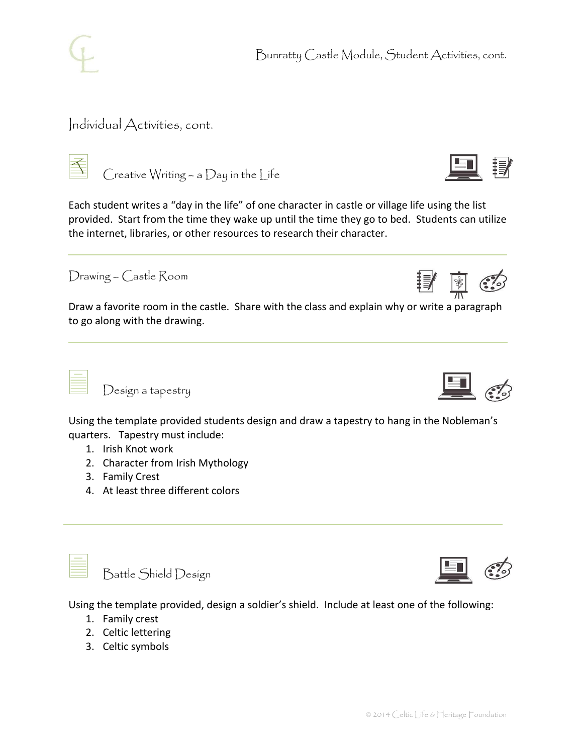## Individual Activities, cont.

### Creative Writing – a Day in the Life

Each student writes a "day in the life" of one character in castle or village life using the list provided. Start from the time they wake up until the time they go to bed. Students can utilize the internet, libraries, or other resources to research their character.

---

### Drawing – Castle Room

Draw a favorite room in the castle. Share with the class and explain why or write a paragraph to go along with the drawing.

---

### Design a tapestry

Using the template provided students design and draw a tapestry to hang in the Nobleman's quarters. Tapestry must include:

1. Irish Knot work
2. Character from Irish Mythology
3. Family Crest
4. At least three different colors

---

### Battle Shield Design

Using the template provided, design a soldier's shield. Include at least one of the following:

1. Family crest
2. Celtic lettering
3. Celtic symbols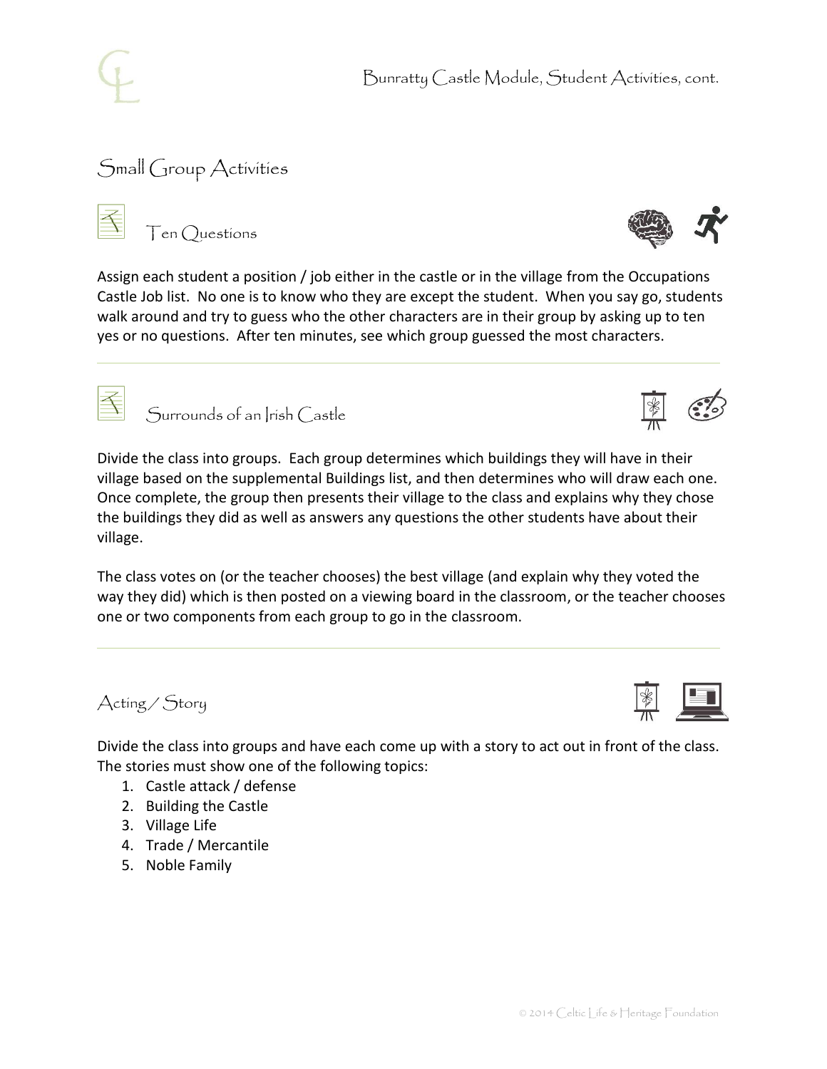## Small Group Activities

### Ten Questions

Assign each student a position / job either in the castle or in the village from the Occupations Castle Job list. No one is to know who they are except the student. When you say go, students walk around and try to guess who the other characters are in their group by asking up to ten yes or no questions. After ten minutes, see which group guessed the most characters.

---

### Surrounds of an Irish Castle

Divide the class into groups. Each group determines which buildings they will have in their village based on the supplemental Buildings list, and then determines who will draw each one. Once complete, the group then presents their village to the class and explains why they chose the buildings they did as well as answers any questions the other students have about their village.

The class votes on (or the teacher chooses) the best village (and explain why they voted the way they did) which is then posted on a viewing board in the classroom, or the teacher chooses one or two components from each group to go in the classroom.

---

### Acting / Story

Divide the class into groups and have each come up with a story to act out in front of the class. The stories must show one of the following topics:

1. Castle attack / defense
2. Building the Castle
3. Village Life
4. Trade / Mercantile
5. Noble Family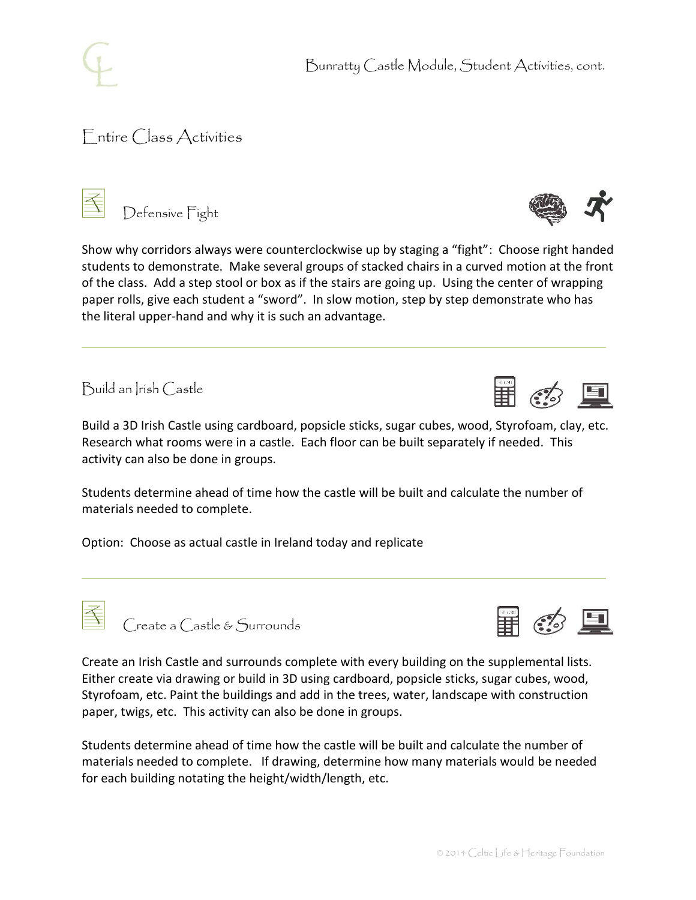# Entire Class Activities

## Defensive Fight

Show why corridors always were counterclockwise up by staging a "fight": Choose right handed students to demonstrate. Make several groups of stacked chairs in a curved motion at the front of the class. Add a step stool or box as if the stairs are going up. Using the center of wrapping paper rolls, give each student a "sword". In slow motion, step by step demonstrate who has the literal upper-hand and why it is such an advantage.

---

## Build an Irish Castle

Build a 3D Irish Castle using cardboard, popsicle sticks, sugar cubes, wood, Styrofoam, clay, etc. Research what rooms were in a castle. Each floor can be built separately if needed. This activity can also be done in groups.

Students determine ahead of time how the castle will be built and calculate the number of materials needed to complete.

Option: Choose as actual castle in Ireland today and replicate

---

## Create a Castle & Surrounds

Create an Irish Castle and surrounds complete with every building on the supplemental lists. Either create via drawing or build in 3D using cardboard, popsicle sticks, sugar cubes, wood, Styrofoam, etc. Paint the buildings and add in the trees, water, landscape with construction paper, twigs, etc. This activity can also be done in groups.

Students determine ahead of time how the castle will be built and calculate the number of materials needed to complete. If drawing, determine how many materials would be needed for each building notating the height/width/length, etc.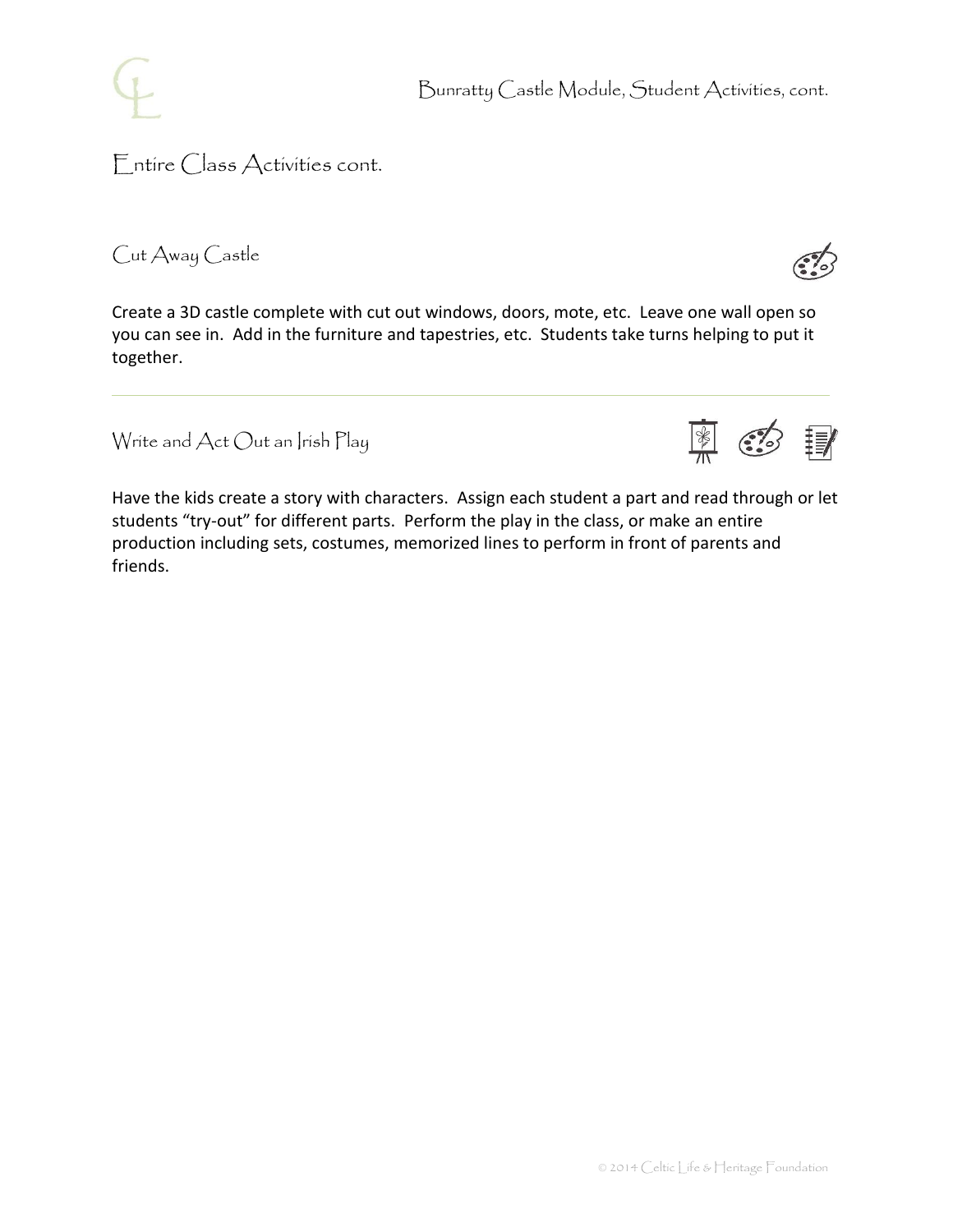## Entire Class Activities cont.

### Cut Away Castle

Create a 3D castle complete with cut out windows, doors, mote, etc. Leave one wall open so you can see in. Add in the furniture and tapestries, etc. Students take turns helping to put it together.

---

### Write and Act Out an Irish Play

Have the kids create a story with characters. Assign each student a part and read through or let students "try-out" for different parts. Perform the play in the class, or make an entire production including sets, costumes, memorized lines to perform in front of parents and friends.